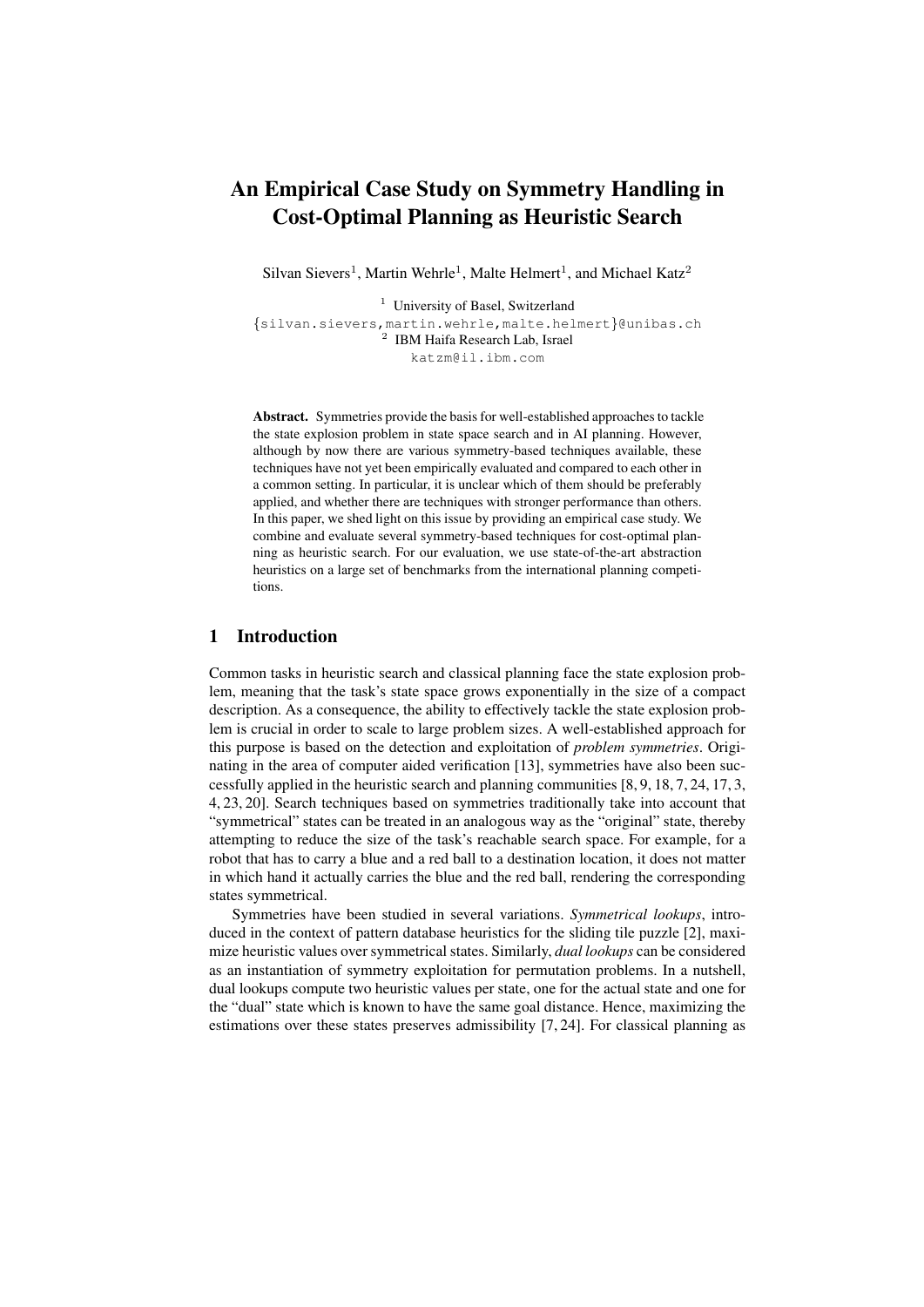# An Empirical Case Study on Symmetry Handling in Cost-Optimal Planning as Heuristic Search

Silvan Sievers[1], Martin Wehrle[1], Malte Helmert[1], and Michael Katz[2]

[1] University of Basel, Switzerland
{silvan.sievers,martin.wehrle,malte.helmert}@unibas.ch
[2] IBM Haifa Research Lab, Israel
katzm@il.ibm.com

**Abstract.** Symmetries provide the basis for well-established approaches to tackle the state explosion problem in state space search and in AI planning. However, although by now there are various symmetry-based techniques available, these techniques have not yet been empirically evaluated and compared to each other in a common setting. In particular, it is unclear which of them should be preferably applied, and whether there are techniques with stronger performance than others. In this paper, we shed light on this issue by providing an empirical case study. We combine and evaluate several symmetry-based techniques for cost-optimal planning as heuristic search. For our evaluation, we use state-of-the-art abstraction heuristics on a large set of benchmarks from the international planning competitions.

## 1 Introduction

Common tasks in heuristic search and classical planning face the state explosion problem, meaning that the task's state space grows exponentially in the size of a compact description. As a consequence, the ability to effectively tackle the state explosion problem is crucial in order to scale to large problem sizes. A well-established approach for this purpose is based on the detection and exploitation of *problem symmetries*. Originating in the area of computer aided verification [13], symmetries have also been successfully applied in the heuristic search and planning communities [8, 9, 18, 7, 24, 17, 3, 4, 23, 20]. Search techniques based on symmetries traditionally take into account that "symmetrical" states can be treated in an analogous way as the "original" state, thereby attempting to reduce the size of the task's reachable search space. For example, for a robot that has to carry a blue and a red ball to a destination location, it does not matter in which hand it actually carries the blue and the red ball, rendering the corresponding states symmetrical.

Symmetries have been studied in several variations. *Symmetrical lookups*, introduced in the context of pattern database heuristics for the sliding tile puzzle [2], maximize heuristic values over symmetrical states. Similarly, *dual lookups* can be considered as an instantiation of symmetry exploitation for permutation problems. In a nutshell, dual lookups compute two heuristic values per state, one for the actual state and one for the "dual" state which is known to have the same goal distance. Hence, maximizing the estimations over these states preserves admissibility [7, 24]. For classical planning as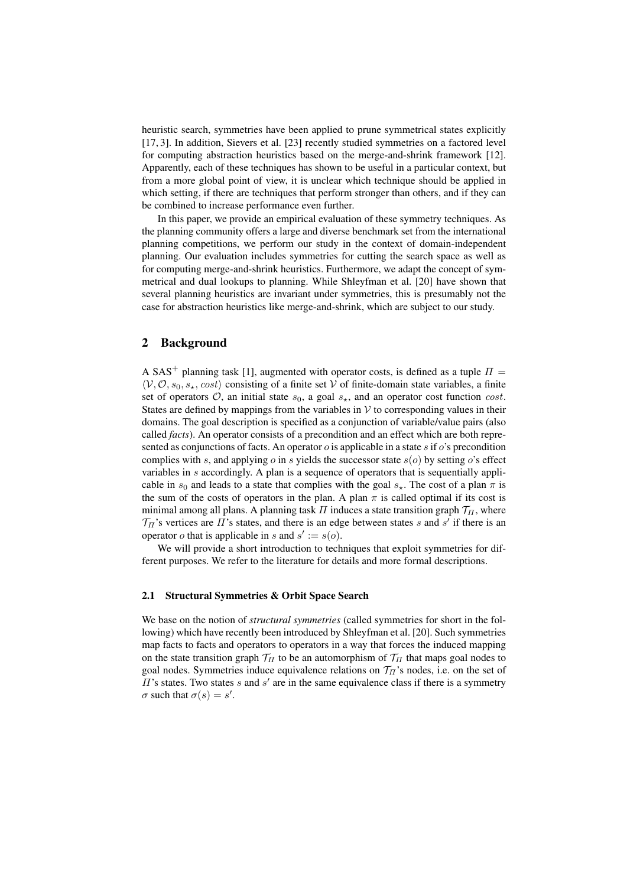heuristic search, symmetries have been applied to prune symmetrical states explicitly [17, 3]. In addition, Sievers et al. [23] recently studied symmetries on a factored level for computing abstraction heuristics based on the merge-and-shrink framework [12]. Apparently, each of these techniques has shown to be useful in a particular context, but from a more global point of view, it is unclear which technique should be applied in which setting, if there are techniques that perform stronger than others, and if they can be combined to increase performance even further.

In this paper, we provide an empirical evaluation of these symmetry techniques. As the planning community offers a large and diverse benchmark set from the international planning competitions, we perform our study in the context of domain-independent planning. Our evaluation includes symmetries for cutting the search space as well as for computing merge-and-shrink heuristics. Furthermore, we adapt the concept of symmetrical and dual lookups to planning. While Shleyfman et al. [20] have shown that several planning heuristics are invariant under symmetries, this is presumably not the case for abstraction heuristics like merge-and-shrink, which are subject to our study.

## 2 Background

A SAS$^+$ planning task [1], augmented with operator costs, is defined as a tuple $\Pi = \langle \mathcal{V}, \mathcal{O}, s_0, s_\star, cost \rangle$ consisting of a finite set $\mathcal{V}$ of finite-domain state variables, a finite set of operators $\mathcal{O}$, an initial state $s_0$, a goal $s_\star$, and an operator cost function $cost$. States are defined by mappings from the variables in $\mathcal{V}$ to corresponding values in their domains. The goal description is specified as a conjunction of variable/value pairs (also called *facts*). An operator consists of a precondition and an effect which are both represented as conjunctions of facts. An operator $o$ is applicable in a state $s$ if $o$'s precondition complies with $s$, and applying $o$ in $s$ yields the successor state $s(o)$ by setting $o$'s effect variables in $s$ accordingly. A plan is a sequence of operators that is sequentially applicable in $s_0$ and leads to a state that complies with the goal $s_\star$. The cost of a plan $\pi$ is the sum of the costs of operators in the plan. A plan $\pi$ is called optimal if its cost is minimal among all plans. A planning task $\Pi$ induces a state transition graph $\mathcal{T}_\Pi$, where $\mathcal{T}_\Pi$'s vertices are $\Pi$'s states, and there is an edge between states $s$ and $s'$ if there is an operator $o$ that is applicable in $s$ and $s' := s(o)$.

We will provide a short introduction to techniques that exploit symmetries for different purposes. We refer to the literature for details and more formal descriptions.

### 2.1 Structural Symmetries & Orbit Space Search

We base on the notion of *structural symmetries* (called symmetries for short in the following) which have recently been introduced by Shleyfman et al. [20]. Such symmetries map facts to facts and operators to operators in a way that forces the induced mapping on the state transition graph $\mathcal{T}_\Pi$ to be an automorphism of $\mathcal{T}_\Pi$ that maps goal nodes to goal nodes. Symmetries induce equivalence relations on $\mathcal{T}_\Pi$'s nodes, i.e. on the set of $\Pi$'s states. Two states $s$ and $s'$ are in the same equivalence class if there is a symmetry $\sigma$ such that $\sigma(s) = s'$.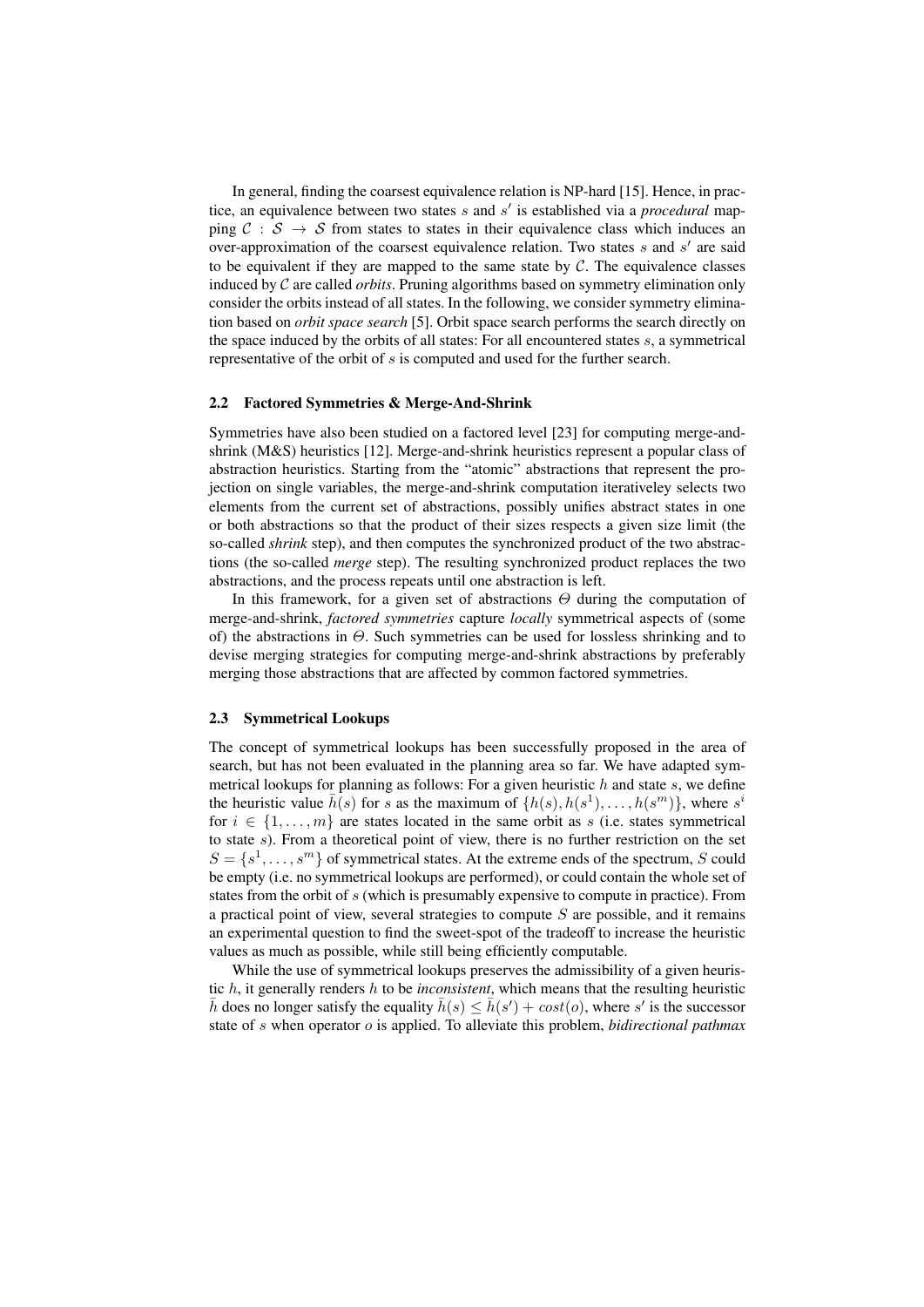In general, finding the coarsest equivalence relation is NP-hard [15]. Hence, in practice, an equivalence between two states $s$ and $s'$ is established via a *procedural* mapping $\mathcal{C} : \mathcal{S} \rightarrow \mathcal{S}$ from states to states in their equivalence class which induces an over-approximation of the coarsest equivalence relation. Two states $s$ and $s'$ are said to be equivalent if they are mapped to the same state by $\mathcal{C}$. The equivalence classes induced by $\mathcal{C}$ are called *orbits*. Pruning algorithms based on symmetry elimination only consider the orbits instead of all states. In the following, we consider symmetry elimination based on *orbit space search* [5]. Orbit space search performs the search directly on the space induced by the orbits of all states: For all encountered states $s$, a symmetrical representative of the orbit of $s$ is computed and used for the further search.

### 2.2 Factored Symmetries & Merge-And-Shrink

Symmetries have also been studied on a factored level [23] for computing merge-and-shrink (M&S) heuristics [12]. Merge-and-shrink heuristics represent a popular class of abstraction heuristics. Starting from the "atomic" abstractions that represent the projection on single variables, the merge-and-shrink computation iterativeley selects two elements from the current set of abstractions, possibly unifies abstract states in one or both abstractions so that the product of their sizes respects a given size limit (the so-called *shrink* step), and then computes the synchronized product of the two abstractions (the so-called *merge* step). The resulting synchronized product replaces the two abstractions, and the process repeats until one abstraction is left.

In this framework, for a given set of abstractions $\Theta$ during the computation of merge-and-shrink, *factored symmetries* capture *locally* symmetrical aspects of (some of) the abstractions in $\Theta$. Such symmetries can be used for lossless shrinking and to devise merging strategies for computing merge-and-shrink abstractions by preferably merging those abstractions that are affected by common factored symmetries.

### 2.3 Symmetrical Lookups

The concept of symmetrical lookups has been successfully proposed in the area of search, but has not been evaluated in the planning area so far. We have adapted symmetrical lookups for planning as follows: For a given heuristic $h$ and state $s$, we define the heuristic value $\bar{h}(s)$ for $s$ as the maximum of $\{h(s), h(s^1), \ldots, h(s^m)\}$, where $s^i$ for $i \in \{1, \ldots, m\}$ are states located in the same orbit as $s$ (i.e. states symmetrical to state $s$). From a theoretical point of view, there is no further restriction on the set $S = \{s^1, \ldots, s^m\}$ of symmetrical states. At the extreme ends of the spectrum, $S$ could be empty (i.e. no symmetrical lookups are performed), or could contain the whole set of states from the orbit of $s$ (which is presumably expensive to compute in practice). From a practical point of view, several strategies to compute $S$ are possible, and it remains an experimental question to find the sweet-spot of the tradeoff to increase the heuristic values as much as possible, while still being efficiently computable.

While the use of symmetrical lookups preserves the admissibility of a given heuristic $h$, it generally renders $h$ to be *inconsistent*, which means that the resulting heuristic $\bar{h}$ does no longer satisfy the equality $\bar{h}(s) \leq \bar{h}(s') + cost(o)$, where $s'$ is the successor state of $s$ when operator $o$ is applied. To alleviate this problem, *bidirectional pathmax*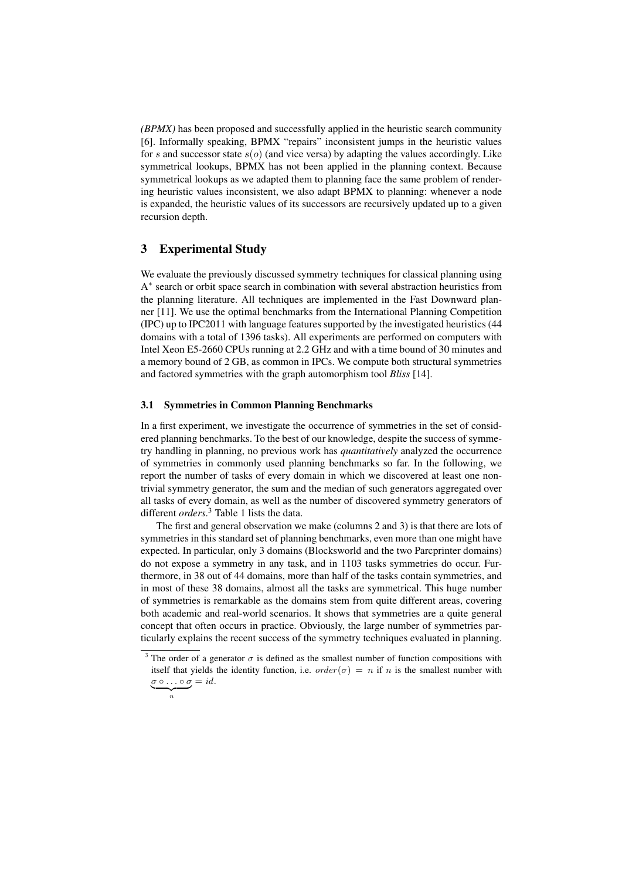*(BPMX)* has been proposed and successfully applied in the heuristic search community [6]. Informally speaking, BPMX "repairs" inconsistent jumps in the heuristic values for $s$ and successor state $s(o)$ (and vice versa) by adapting the values accordingly. Like symmetrical lookups, BPMX has not been applied in the planning context. Because symmetrical lookups as we adapted them to planning face the same problem of rendering heuristic values inconsistent, we also adapt BPMX to planning: whenever a node is expanded, the heuristic values of its successors are recursively updated up to a given recursion depth.

## 3 Experimental Study

We evaluate the previously discussed symmetry techniques for classical planning using $A^*$ search or orbit space search in combination with several abstraction heuristics from the planning literature. All techniques are implemented in the Fast Downward planner [11]. We use the optimal benchmarks from the International Planning Competition (IPC) up to IPC2011 with language features supported by the investigated heuristics (44 domains with a total of 1396 tasks). All experiments are performed on computers with Intel Xeon E5-2660 CPUs running at 2.2 GHz and with a time bound of 30 minutes and a memory bound of 2 GB, as common in IPCs. We compute both structural symmetries and factored symmetries with the graph automorphism tool *Bliss* [14].

### 3.1 Symmetries in Common Planning Benchmarks

In a first experiment, we investigate the occurrence of symmetries in the set of considered planning benchmarks. To the best of our knowledge, despite the success of symmetry handling in planning, no previous work has *quantitatively* analyzed the occurrence of symmetries in commonly used planning benchmarks so far. In the following, we report the number of tasks of every domain in which we discovered at least one nontrivial symmetry generator, the sum and the median of such generators aggregated over all tasks of every domain, as well as the number of discovered symmetry generators of different *orders*.[3] Table 1 lists the data.

The first and general observation we make (columns 2 and 3) is that there are lots of symmetries in this standard set of planning benchmarks, even more than one might have expected. In particular, only 3 domains (Blocksworld and the two Parcprinter domains) do not expose a symmetry in any task, and in 1103 tasks symmetries do occur. Furthermore, in 38 out of 44 domains, more than half of the tasks contain symmetries, and in most of these 38 domains, almost all the tasks are symmetrical. This huge number of symmetries is remarkable as the domains stem from quite different areas, covering both academic and real-world scenarios. It shows that symmetries are a quite general concept that often occurs in practice. Obviously, the large number of symmetries particularly explains the recent success of the symmetry techniques evaluated in planning.

[3] The order of a generator $\sigma$ is defined as the smallest number of function compositions with itself that yields the identity function, i.e. $order(\sigma) = n$ if $n$ is the smallest number with $\underbrace{\sigma \circ \ldots \circ \sigma}_{n} = id$.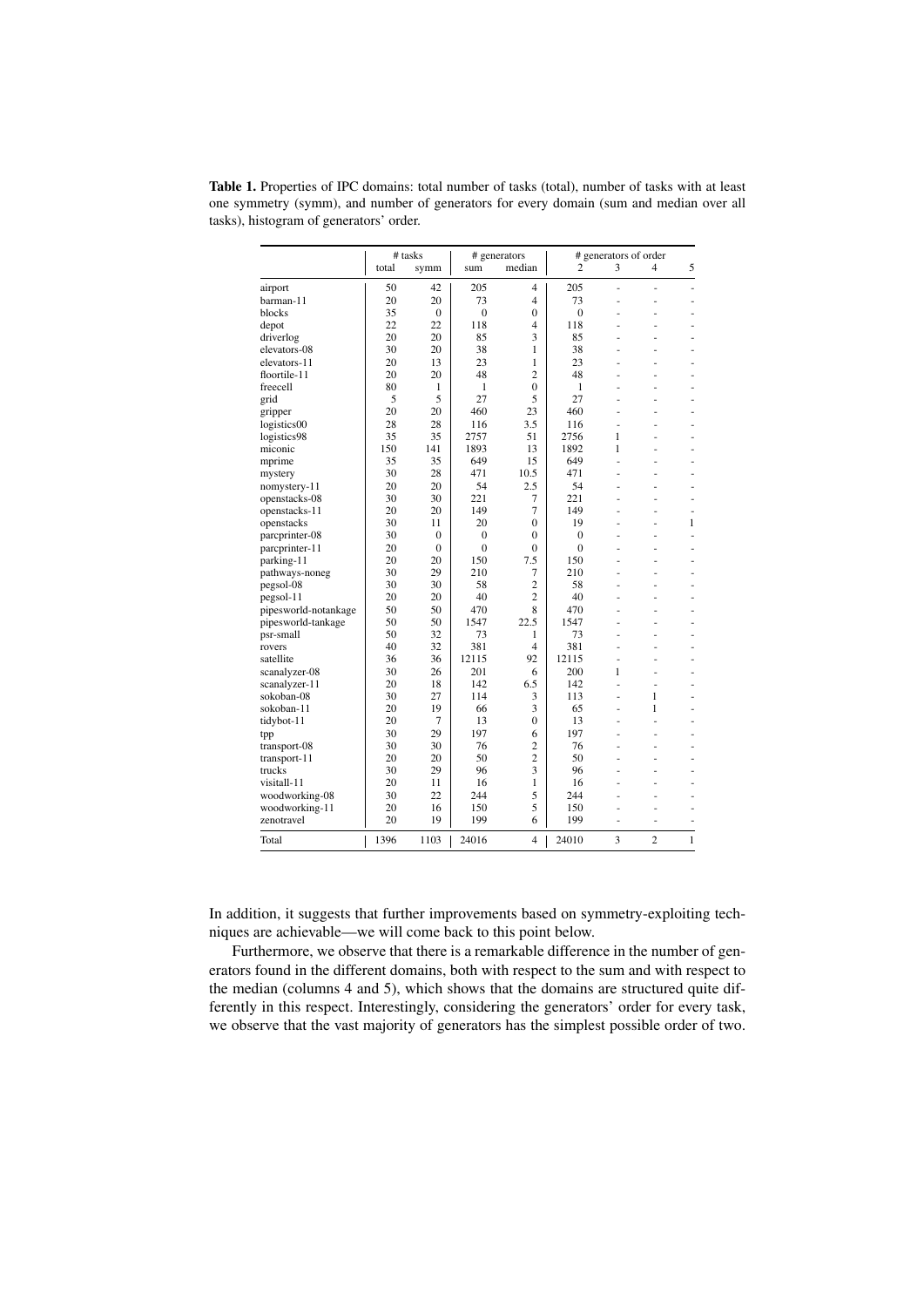**Table 1.** Properties of IPC domains: total number of tasks (total), number of tasks with at least one symmetry (symm), and number of generators for every domain (sum and median over all tasks), histogram of generators' order.

| | # tasks | | # generators | | # generators of order | | | |
|---|---|---|---|---|---|---|---|---|
| | total | symm | sum | median | 2 | 3 | 4 | 5 |
| airport | 50 | 42 | 205 | 4 | 205 | - | - | - |
| barman-11 | 20 | 20 | 73 | 4 | 73 | - | - | - |
| blocks | 35 | 0 | 0 | 0 | 0 | - | - | - |
| depot | 22 | 22 | 118 | 4 | 118 | - | - | - |
| driverlog | 20 | 20 | 85 | 3 | 85 | - | - | - |
| elevators-08 | 30 | 20 | 38 | 1 | 38 | - | - | - |
| elevators-11 | 20 | 13 | 23 | 1 | 23 | - | - | - |
| floortile-11 | 20 | 20 | 48 | 2 | 48 | - | - | - |
| freecell | 80 | 1 | 1 | 0 | 1 | - | - | - |
| grid | 5 | 5 | 27 | 5 | 27 | - | - | - |
| gripper | 20 | 20 | 460 | 23 | 460 | - | - | - |
| logistics00 | 28 | 28 | 116 | 3.5 | 116 | - | - | - |
| logistics98 | 35 | 35 | 2757 | 51 | 2756 | 1 | - | - |
| miconic | 150 | 141 | 1893 | 13 | 1892 | 1 | - | - |
| mprime | 35 | 35 | 649 | 15 | 649 | - | - | - |
| mystery | 30 | 28 | 471 | 10.5 | 471 | - | - | - |
| nomystery-11 | 20 | 20 | 54 | 2.5 | 54 | - | - | - |
| openstacks-08 | 30 | 30 | 221 | 7 | 221 | - | - | - |
| openstacks-11 | 20 | 20 | 149 | 7 | 149 | - | - | - |
| openstacks | 30 | 11 | 20 | 0 | 19 | - | - | 1 |
| parcprinter-08 | 30 | 0 | 0 | 0 | 0 | - | - | - |
| parcprinter-11 | 20 | 0 | 0 | 0 | 0 | - | - | - |
| parking-11 | 20 | 20 | 150 | 7.5 | 150 | - | - | - |
| pathways-noneg | 30 | 29 | 210 | 7 | 210 | - | - | - |
| pegsol-08 | 30 | 30 | 58 | 2 | 58 | - | - | - |
| pegsol-11 | 20 | 20 | 40 | 2 | 40 | - | - | - |
| pipesworld-notankage | 50 | 50 | 470 | 8 | 470 | - | - | - |
| pipesworld-tankage | 50 | 50 | 1547 | 22.5 | 1547 | - | - | - |
| psr-small | 50 | 32 | 73 | 1 | 73 | - | - | - |
| rovers | 40 | 32 | 381 | 4 | 381 | - | - | - |
| satellite | 36 | 36 | 12115 | 92 | 12115 | - | - | - |
| scanalyzer-08 | 30 | 26 | 201 | 6 | 200 | 1 | - | - |
| scanalyzer-11 | 20 | 18 | 142 | 6.5 | 142 | - | - | - |
| sokoban-08 | 30 | 27 | 114 | 3 | 113 | - | 1 | - |
| sokoban-11 | 20 | 19 | 66 | 3 | 65 | - | 1 | - |
| tidybot-11 | 20 | 7 | 13 | 0 | 13 | - | - | - |
| tpp | 30 | 29 | 197 | 6 | 197 | - | - | - |
| transport-08 | 30 | 30 | 76 | 2 | 76 | - | - | - |
| transport-11 | 20 | 20 | 50 | 2 | 50 | - | - | - |
| trucks | 30 | 29 | 96 | 3 | 96 | - | - | - |
| visitall-11 | 20 | 11 | 16 | 1 | 16 | - | - | - |
| woodworking-08 | 30 | 22 | 244 | 5 | 244 | - | - | - |
| woodworking-11 | 20 | 16 | 150 | 5 | 150 | - | - | - |
| zenotravel | 20 | 19 | 199 | 6 | 199 | - | - | - |
| Total | 1396 | 1103 | 24016 | 4 | 24010 | 3 | 2 | 1 |

In addition, it suggests that further improvements based on symmetry-exploiting techniques are achievable—we will come back to this point below.

Furthermore, we observe that there is a remarkable difference in the number of generators found in the different domains, both with respect to the sum and with respect to the median (columns 4 and 5), which shows that the domains are structured quite differently in this respect. Interestingly, considering the generators' order for every task, we observe that the vast majority of generators has the simplest possible order of two.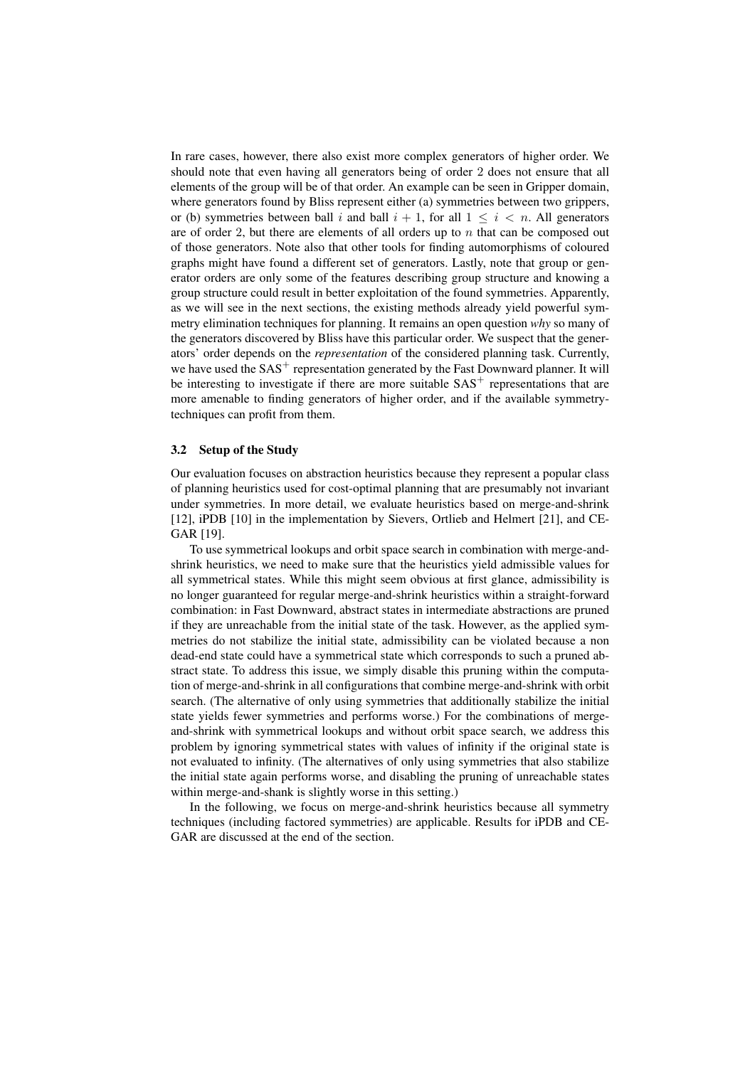In rare cases, however, there also exist more complex generators of higher order. We should note that even having all generators being of order 2 does not ensure that all elements of the group will be of that order. An example can be seen in Gripper domain, where generators found by Bliss represent either (a) symmetries between two grippers, or (b) symmetries between ball $i$ and ball $i+1$, for all $1 \leq i < n$. All generators are of order 2, but there are elements of all orders up to $n$ that can be composed out of those generators. Note also that other tools for finding automorphisms of coloured graphs might have found a different set of generators. Lastly, note that group or generator orders are only some of the features describing group structure and knowing a group structure could result in better exploitation of the found symmetries. Apparently, as we will see in the next sections, the existing methods already yield powerful symmetry elimination techniques for planning. It remains an open question *why* so many of the generators discovered by Bliss have this particular order. We suspect that the generators' order depends on the *representation* of the considered planning task. Currently, we have used the $\mathrm{SAS}^+$ representation generated by the Fast Downward planner. It will be interesting to investigate if there are more suitable $\mathrm{SAS}^+$ representations that are more amenable to finding generators of higher order, and if the available symmetry-techniques can profit from them.

### 3.2 Setup of the Study

Our evaluation focuses on abstraction heuristics because they represent a popular class of planning heuristics used for cost-optimal planning that are presumably not invariant under symmetries. In more detail, we evaluate heuristics based on merge-and-shrink [12], iPDB [10] in the implementation by Sievers, Ortlieb and Helmert [21], and CEGAR [19].

To use symmetrical lookups and orbit space search in combination with merge-and-shrink heuristics, we need to make sure that the heuristics yield admissible values for all symmetrical states. While this might seem obvious at first glance, admissibility is no longer guaranteed for regular merge-and-shrink heuristics within a straight-forward combination: in Fast Downward, abstract states in intermediate abstractions are pruned if they are unreachable from the initial state of the task. However, as the applied symmetries do not stabilize the initial state, admissibility can be violated because a non dead-end state could have a symmetrical state which corresponds to such a pruned abstract state. To address this issue, we simply disable this pruning within the computation of merge-and-shrink in all configurations that combine merge-and-shrink with orbit search. (The alternative of only using symmetries that additionally stabilize the initial state yields fewer symmetries and performs worse.) For the combinations of merge-and-shrink with symmetrical lookups and without orbit space search, we address this problem by ignoring symmetrical states with values of infinity if the original state is not evaluated to infinity. (The alternatives of only using symmetries that also stabilize the initial state again performs worse, and disabling the pruning of unreachable states within merge-and-shank is slightly worse in this setting.)

In the following, we focus on merge-and-shrink heuristics because all symmetry techniques (including factored symmetries) are applicable. Results for iPDB and CEGAR are discussed at the end of the section.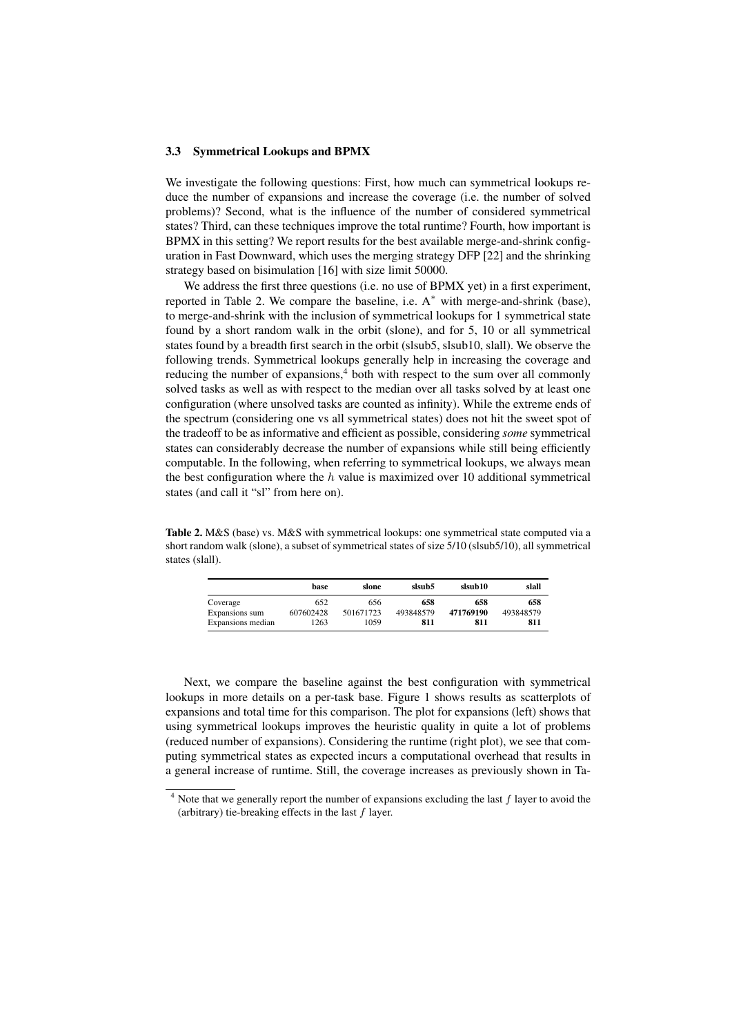### 3.3 Symmetrical Lookups and BPMX

We investigate the following questions: First, how much can symmetrical lookups reduce the number of expansions and increase the coverage (i.e. the number of solved problems)? Second, what is the influence of the number of considered symmetrical states? Third, can these techniques improve the total runtime? Fourth, how important is BPMX in this setting? We report results for the best available merge-and-shrink configuration in Fast Downward, which uses the merging strategy DFP [22] and the shrinking strategy based on bisimulation [16] with size limit 50000.

We address the first three questions (i.e. no use of BPMX yet) in a first experiment, reported in Table 2. We compare the baseline, i.e. A$^*$ with merge-and-shrink (base), to merge-and-shrink with the inclusion of symmetrical lookups for 1 symmetrical state found by a short random walk in the orbit (slone), and for 5, 10 or all symmetrical states found by a breadth first search in the orbit (slsub5, slsub10, slall). We observe the following trends. Symmetrical lookups generally help in increasing the coverage and reducing the number of expansions,[4] both with respect to the sum over all commonly solved tasks as well as with respect to the median over all tasks solved by at least one configuration (where unsolved tasks are counted as infinity). While the extreme ends of the spectrum (considering one vs all symmetrical states) does not hit the sweet spot of the tradeoff to be as informative and efficient as possible, considering *some* symmetrical states can considerably decrease the number of expansions while still being efficiently computable. In the following, when referring to symmetrical lookups, we always mean the best configuration where the $h$ value is maximized over 10 additional symmetrical states (and call it "sl" from here on).

**Table 2.** M&S (base) vs. M&S with symmetrical lookups: one symmetrical state computed via a short random walk (slone), a subset of symmetrical states of size 5/10 (slsub5/10), all symmetrical states (slall).

| | base | slone | slsub5 | slsub10 | slall |
|---|---|---|---|---|---|
| Coverage | 652 | 656 | **658** | **658** | **658** |
| Expansions sum | 607602428 | 501671723 | 493848579 | **471769190** | 493848579 |
| Expansions median | 1263 | 1059 | **811** | **811** | **811** |

Next, we compare the baseline against the best configuration with symmetrical lookups in more details on a per-task base. Figure 1 shows results as scatterplots of expansions and total time for this comparison. The plot for expansions (left) shows that using symmetrical lookups improves the heuristic quality in quite a lot of problems (reduced number of expansions). Considering the runtime (right plot), we see that computing symmetrical states as expected incurs a computational overhead that results in a general increase of runtime. Still, the coverage increases as previously shown in Ta-

[4] Note that we generally report the number of expansions excluding the last $f$ layer to avoid the (arbitrary) tie-breaking effects in the last $f$ layer.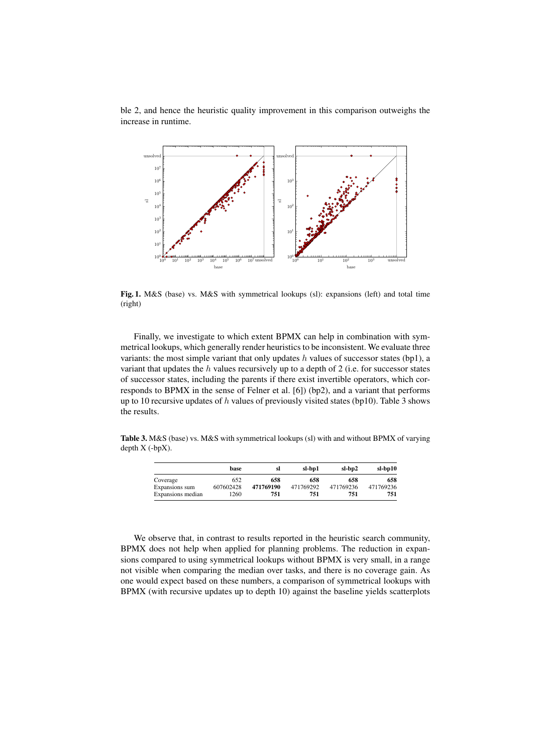ble 2, and hence the heuristic quality improvement in this comparison outweighs the increase in runtime.

**Fig. 1.** M&S (base) vs. M&S with symmetrical lookups (sl): expansions (left) and total time (right)

Finally, we investigate to which extent BPMX can help in combination with symmetrical lookups, which generally render heuristics to be inconsistent. We evaluate three variants: the most simple variant that only updates $h$ values of successor states (bp1), a variant that updates the $h$ values recursively up to a depth of 2 (i.e. for successor states of successor states, including the parents if there exist invertible operators, which corresponds to BPMX in the sense of Felner et al. [6]) (bp2), and a variant that performs up to 10 recursive updates of $h$ values of previously visited states (bp10). Table 3 shows the results.

**Table 3.** M&S (base) vs. M&S with symmetrical lookups (sl) with and without BPMX of varying depth X (-bpX).

| | **base** | **sl** | **sl-bp1** | **sl-bp2** | **sl-bp10** |
|---|---|---|---|---|---|
| Coverage | 652 | **658** | **658** | **658** | **658** |
| Expansions sum | 607602428 | **471769190** | 471769292 | 471769236 | 471769236 |
| Expansions median | 1260 | **751** | **751** | **751** | **751** |

We observe that, in contrast to results reported in the heuristic search community, BPMX does not help when applied for planning problems. The reduction in expansions compared to using symmetrical lookups without BPMX is very small, in a range not visible when comparing the median over tasks, and there is no coverage gain. As one would expect based on these numbers, a comparison of symmetrical lookups with BPMX (with recursive updates up to depth 10) against the baseline yields scatterplots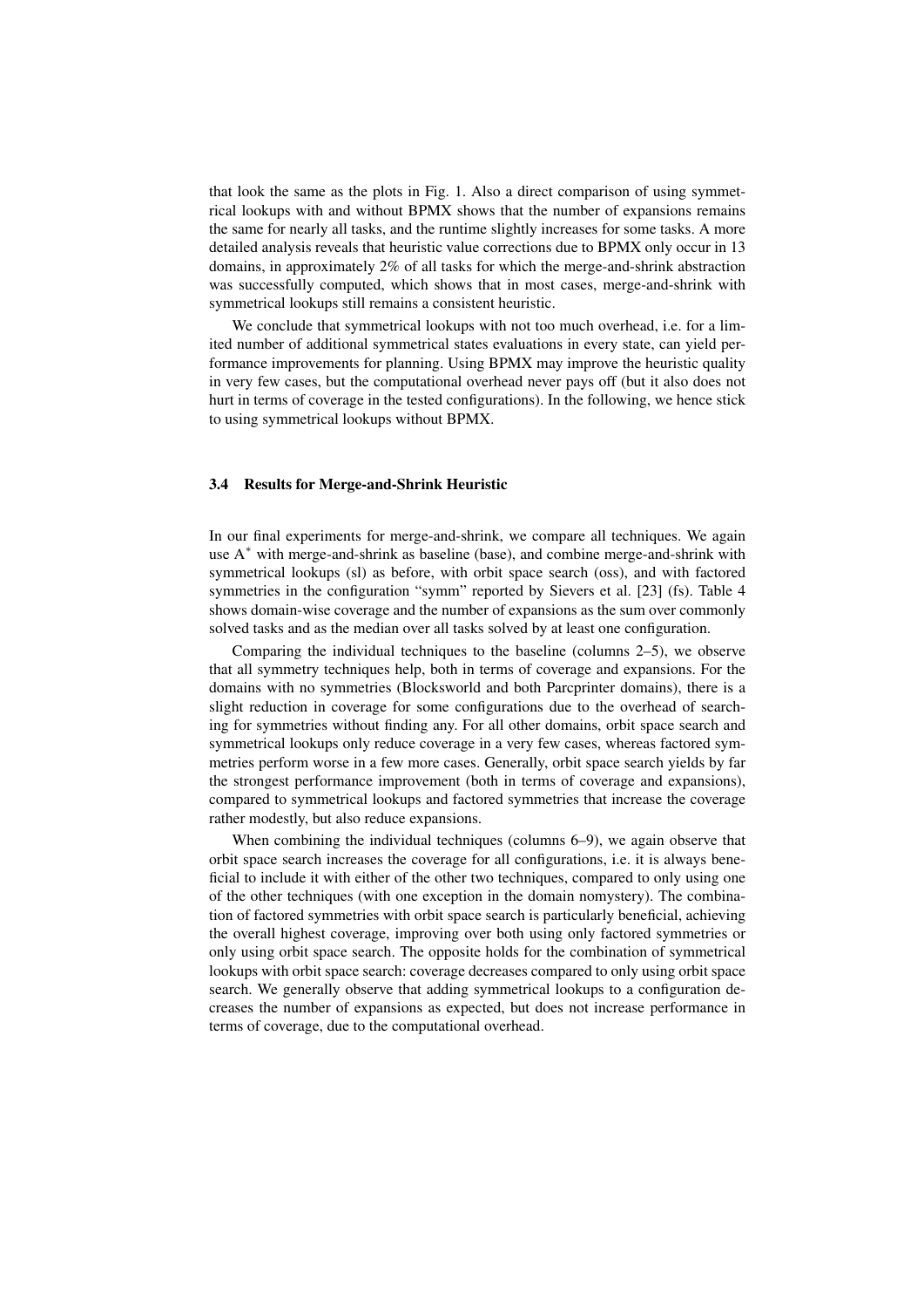that look the same as the plots in Fig. 1. Also a direct comparison of using symmetrical lookups with and without BPMX shows that the number of expansions remains the same for nearly all tasks, and the runtime slightly increases for some tasks. A more detailed analysis reveals that heuristic value corrections due to BPMX only occur in 13 domains, in approximately 2% of all tasks for which the merge-and-shrink abstraction was successfully computed, which shows that in most cases, merge-and-shrink with symmetrical lookups still remains a consistent heuristic.

We conclude that symmetrical lookups with not too much overhead, i.e. for a limited number of additional symmetrical states evaluations in every state, can yield performance improvements for planning. Using BPMX may improve the heuristic quality in very few cases, but the computational overhead never pays off (but it also does not hurt in terms of coverage in the tested configurations). In the following, we hence stick to using symmetrical lookups without BPMX.

### 3.4 Results for Merge-and-Shrink Heuristic

In our final experiments for merge-and-shrink, we compare all techniques. We again use A$^*$ with merge-and-shrink as baseline (base), and combine merge-and-shrink with symmetrical lookups (sl) as before, with orbit space search (oss), and with factored symmetries in the configuration "symm" reported by Sievers et al. [23] (fs). Table 4 shows domain-wise coverage and the number of expansions as the sum over commonly solved tasks and as the median over all tasks solved by at least one configuration.

Comparing the individual techniques to the baseline (columns 2–5), we observe that all symmetry techniques help, both in terms of coverage and expansions. For the domains with no symmetries (Blocksworld and both Parcprinter domains), there is a slight reduction in coverage for some configurations due to the overhead of searching for symmetries without finding any. For all other domains, orbit space search and symmetrical lookups only reduce coverage in a very few cases, whereas factored symmetries perform worse in a few more cases. Generally, orbit space search yields by far the strongest performance improvement (both in terms of coverage and expansions), compared to symmetrical lookups and factored symmetries that increase the coverage rather modestly, but also reduce expansions.

When combining the individual techniques (columns 6–9), we again observe that orbit space search increases the coverage for all configurations, i.e. it is always beneficial to include it with either of the other two techniques, compared to only using one of the other techniques (with one exception in the domain nomystery). The combination of factored symmetries with orbit space search is particularly beneficial, achieving the overall highest coverage, improving over both using only factored symmetries or only using orbit space search. The opposite holds for the combination of symmetrical lookups with orbit space search: coverage decreases compared to only using orbit space search. We generally observe that adding symmetrical lookups to a configuration decreases the number of expansions as expected, but does not increase performance in terms of coverage, due to the computational overhead.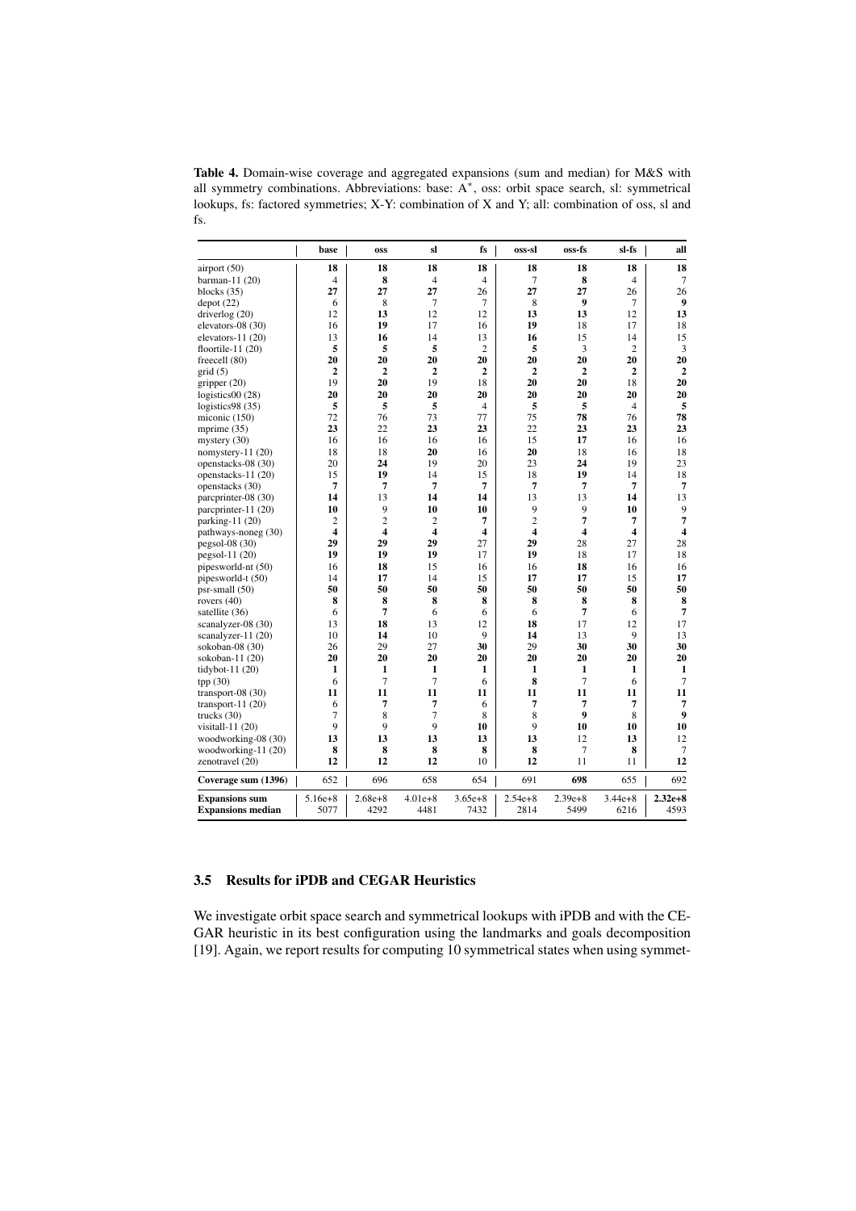**Table 4.** Domain-wise coverage and aggregated expansions (sum and median) for M&S with all symmetry combinations. Abbreviations: base: $A^*$, oss: orbit space search, sl: symmetrical lookups, fs: factored symmetries; X-Y: combination of X and Y; all: combination of oss, sl and fs.

| | base | oss | sl | fs | oss-sl | oss-fs | sl-fs | all |
|---|---|---|---|---|---|---|---|---|
| airport (50) | **18** | **18** | **18** | **18** | **18** | **18** | **18** | **18** |
| barman-11 (20) | 4 | **8** | 4 | 4 | 7 | **8** | 4 | 7 |
| blocks (35) | **27** | **27** | **27** | 26 | **27** | **27** | 26 | 26 |
| depot (22) | 6 | 8 | 7 | 7 | 8 | **9** | 7 | **9** |
| driverlog (20) | 12 | **13** | 12 | 12 | **13** | **13** | 12 | **13** |
| elevators-08 (30) | 16 | **19** | 17 | 16 | **19** | 18 | 17 | 18 |
| elevators-11 (20) | 13 | **16** | 14 | 13 | **16** | 15 | 14 | 15 |
| floortile-11 (20) | **5** | **5** | **5** | 2 | **5** | 3 | 2 | 3 |
| freecell (80) | **20** | **20** | **20** | **20** | **20** | **20** | **20** | **20** |
| grid (5) | **2** | **2** | **2** | **2** | **2** | **2** | **2** | **2** |
| gripper (20) | 19 | **20** | 19 | 18 | **20** | **20** | 18 | **20** |
| logistics00 (28) | **20** | **20** | **20** | **20** | **20** | **20** | **20** | **20** |
| logistics98 (35) | **5** | **5** | **5** | 4 | **5** | **5** | 4 | **5** |
| miconic (150) | 72 | 76 | 73 | 77 | 75 | **78** | 76 | **78** |
| mprime (35) | **23** | 22 | **23** | **23** | 22 | **23** | **23** | **23** |
| mystery (30) | 16 | 16 | 16 | 16 | 15 | **17** | 16 | 16 |
| nomystery-11 (20) | 18 | 18 | **20** | 16 | **20** | 18 | 16 | 18 |
| openstacks-08 (30) | 20 | **24** | 19 | 20 | 23 | **24** | 19 | 23 |
| openstacks-11 (20) | 15 | **19** | 14 | 15 | 18 | **19** | 14 | 18 |
| openstacks (30) | **7** | **7** | **7** | **7** | **7** | **7** | **7** | **7** |
| parcprinter-08 (30) | **14** | 13 | **14** | **14** | 13 | 13 | **14** | 13 |
| parcprinter-11 (20) | **10** | 9 | **10** | **10** | 9 | 9 | **10** | 9 |
| parking-11 (20) | 2 | 2 | 2 | **7** | 2 | **7** | **7** | **7** |
| pathways-noneg (30) | **4** | **4** | **4** | **4** | **4** | **4** | **4** | **4** |
| pegsol-08 (30) | **29** | **29** | **29** | 27 | **29** | 28 | 27 | 28 |
| pegsol-11 (20) | **19** | **19** | **19** | 17 | **19** | 18 | 17 | 18 |
| pipesworld-nt (50) | 16 | **18** | 15 | 16 | 16 | **18** | 16 | 16 |
| pipesworld-t (50) | 14 | **17** | 14 | 15 | **17** | **17** | 15 | **17** |
| psr-small (50) | **50** | **50** | **50** | **50** | **50** | **50** | **50** | **50** |
| rovers (40) | **8** | **8** | **8** | **8** | **8** | **8** | **8** | **8** |
| satellite (36) | 6 | **7** | 6 | 6 | 6 | **7** | 6 | **7** |
| scanalyzer-08 (30) | 13 | **18** | 13 | 12 | **18** | 17 | 12 | 17 |
| scanalyzer-11 (20) | 10 | **14** | 10 | 9 | **14** | 13 | 9 | 13 |
| sokoban-08 (30) | 26 | 29 | 27 | **30** | 29 | **30** | **30** | **30** |
| sokoban-11 (20) | **20** | **20** | **20** | **20** | **20** | **20** | **20** | **20** |
| tidybot-11 (20) | **1** | **1** | **1** | **1** | **1** | **1** | **1** | **1** |
| tpp (30) | 6 | 7 | 7 | 6 | **8** | 7 | 6 | 7 |
| transport-08 (30) | **11** | **11** | **11** | **11** | **11** | **11** | **11** | **11** |
| transport-11 (20) | 6 | **7** | **7** | 6 | **7** | **7** | **7** | **7** |
| trucks (30) | 7 | 8 | 7 | 8 | 8 | **9** | 8 | **9** |
| visitall-11 (20) | 9 | 9 | 9 | **10** | 9 | **10** | **10** | **10** |
| woodworking-08 (30) | **13** | **13** | **13** | **13** | **13** | 12 | **13** | 12 |
| woodworking-11 (20) | **8** | **8** | **8** | **8** | **8** | 7 | **8** | 7 |
| zenotravel (20) | **12** | **12** | **12** | 10 | **12** | 11 | 11 | **12** |
| **Coverage sum (1396)** | 652 | 696 | 658 | 654 | 691 | **698** | 655 | 692 |
| **Expansions sum** | 5.16e+8 | 2.68e+8 | 4.01e+8 | 3.65e+8 | 2.54e+8 | 2.39e+8 | 3.44e+8 | **2.32e+8** |
| **Expansions median** | 5077 | 4292 | 4481 | 7432 | 2814 | 5499 | 6216 | 4593 |

### 3.5 Results for iPDB and CEGAR Heuristics

We investigate orbit space search and symmetrical lookups with iPDB and with the CEGAR heuristic in its best configuration using the landmarks and goals decomposition [19]. Again, we report results for computing 10 symmetrical states when using symmet-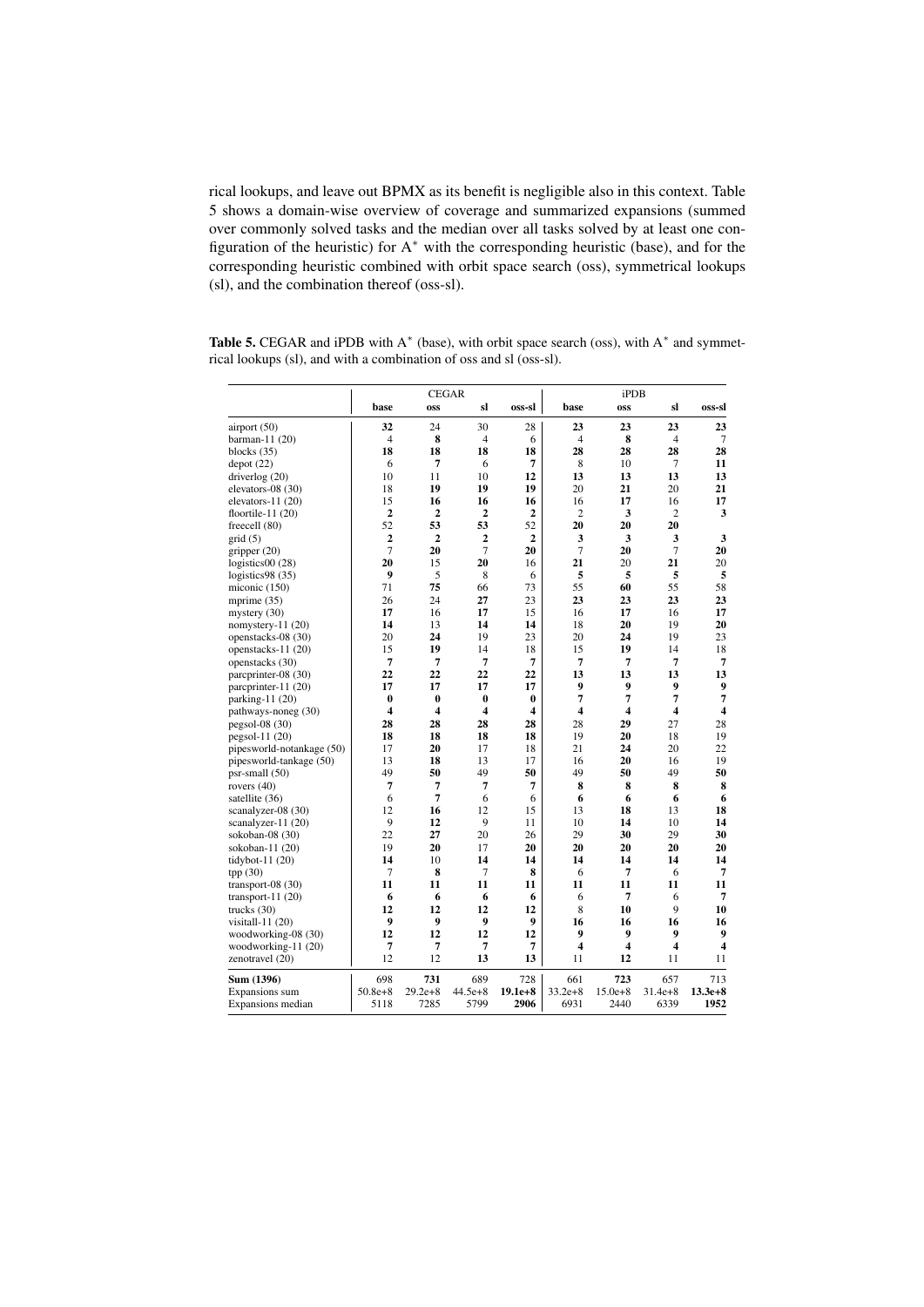rical lookups, and leave out BPMX as its benefit is negligible also in this context. Table 5 shows a domain-wise overview of coverage and summarized expansions (summed over commonly solved tasks and the median over all tasks solved by at least one configuration of the heuristic) for $A^*$ with the corresponding heuristic (base), and for the corresponding heuristic combined with orbit space search (oss), symmetrical lookups (sl), and the combination thereof (oss-sl).

**Table 5.** CEGAR and iPDB with $A^*$ (base), with orbit space search (oss), with $A^*$ and symmetrical lookups (sl), and with a combination of oss and sl (oss-sl).

| | CEGAR | | | | iPDB | | | |
|---|---|---|---|---|---|---|---|---|
| | **base** | **oss** | **sl** | **oss-sl** | **base** | **oss** | **sl** | **oss-sl** |
| airport (50) | **32** | 24 | 30 | 28 | **23** | **23** | **23** | **23** |
| barman-11 (20) | 4 | **8** | 4 | 6 | 4 | **8** | 4 | 7 |
| blocks (35) | **18** | **18** | **18** | **18** | **28** | **28** | **28** | **28** |
| depot (22) | 6 | **7** | 6 | **7** | 8 | 10 | 7 | **11** |
| driverlog (20) | 10 | 11 | 10 | **12** | **13** | **13** | **13** | **13** |
| elevators-08 (30) | 18 | **19** | **19** | **19** | 20 | **21** | 20 | **21** |
| elevators-11 (20) | 15 | **16** | **16** | **16** | 16 | **17** | 16 | **17** |
| floortile-11 (20) | **2** | **2** | **2** | **2** | 2 | **3** | 2 | **3** |
| freecell (80) | 52 | **53** | **53** | 52 | **20** | **20** | **20** | |
| grid (5) | **2** | **2** | **2** | **2** | **3** | **3** | **3** | **3** |
| gripper (20) | 7 | **20** | 7 | **20** | 7 | **20** | 7 | **20** |
| logistics00 (28) | **20** | 15 | **20** | 16 | **21** | 20 | **21** | 20 |
| logistics98 (35) | **9** | 5 | 8 | 6 | **5** | **5** | **5** | **5** |
| miconic (150) | 71 | **75** | 66 | 73 | 55 | **60** | 55 | 58 |
| mprime (35) | 26 | 24 | **27** | 23 | **23** | **23** | **23** | **23** |
| mystery (30) | **17** | 16 | **17** | 15 | 16 | **17** | 16 | **17** |
| nomystery-11 (20) | **14** | 13 | **14** | **14** | 18 | **20** | 19 | **20** |
| openstacks-08 (30) | 20 | **24** | 19 | 23 | 20 | **24** | 19 | 23 |
| openstacks-11 (20) | 15 | **19** | 14 | 18 | 15 | **19** | 14 | 18 |
| openstacks (30) | **7** | **7** | **7** | **7** | **7** | **7** | **7** | **7** |
| parcprinter-08 (30) | **22** | **22** | **22** | **22** | **13** | **13** | **13** | **13** |
| parcprinter-11 (20) | **17** | **17** | **17** | **17** | **9** | **9** | **9** | **9** |
| parking-11 (20) | **0** | **0** | **0** | **0** | **7** | **7** | **7** | **7** |
| pathways-noneg (30) | **4** | **4** | **4** | **4** | **4** | **4** | **4** | **4** |
| pegsol-08 (30) | **28** | **28** | **28** | **28** | 28 | **29** | 27 | 28 |
| pegsol-11 (20) | **18** | **18** | **18** | **18** | 19 | **20** | 18 | 19 |
| pipesworld-notankage (50) | 17 | **20** | 17 | 18 | 21 | **24** | 20 | 22 |
| pipesworld-tankage (50) | 13 | **18** | 13 | 17 | 16 | **20** | 16 | 19 |
| psr-small (50) | 49 | **50** | 49 | **50** | 49 | **50** | 49 | **50** |
| rovers (40) | **7** | **7** | **7** | **7** | **8** | **8** | **8** | **8** |
| satellite (36) | 6 | **7** | 6 | 6 | **6** | **6** | **6** | **6** |
| scanalyzer-08 (30) | 12 | **16** | 12 | 15 | 13 | **18** | 13 | **18** |
| scanalyzer-11 (20) | 9 | **12** | 9 | 11 | 10 | **14** | 10 | **14** |
| sokoban-08 (30) | 22 | **27** | 20 | 26 | 29 | **30** | 29 | **30** |
| sokoban-11 (20) | 19 | **20** | 17 | **20** | **20** | **20** | **20** | **20** |
| tidybot-11 (20) | **14** | 10 | **14** | **14** | **14** | **14** | **14** | **14** |
| tpp (30) | 7 | **8** | 7 | **8** | 6 | **7** | 6 | **7** |
| transport-08 (30) | **11** | **11** | **11** | **11** | **11** | **11** | **11** | **11** |
| transport-11 (20) | **6** | **6** | **6** | **6** | 6 | **7** | 6 | **7** |
| trucks (30) | **12** | **12** | **12** | **12** | 8 | **10** | 9 | **10** |
| visitall-11 (20) | **9** | **9** | **9** | **9** | **16** | **16** | **16** | **16** |
| woodworking-08 (30) | **12** | **12** | **12** | **12** | **9** | **9** | **9** | **9** |
| woodworking-11 (20) | **7** | **7** | **7** | **7** | **4** | **4** | **4** | **4** |
| zenotravel (20) | 12 | 12 | **13** | **13** | 11 | **12** | 11 | 11 |
| **Sum (1396)** | 698 | **731** | 689 | 728 | 661 | **723** | 657 | 713 |
| Expansions sum | 50.8e+8 | 29.2e+8 | 44.5e+8 | **19.1e+8** | 33.2e+8 | 15.0e+8 | 31.4e+8 | **13.3e+8** |
| Expansions median | 5118 | 7285 | 5799 | **2906** | 6931 | 2440 | 6339 | **1952** |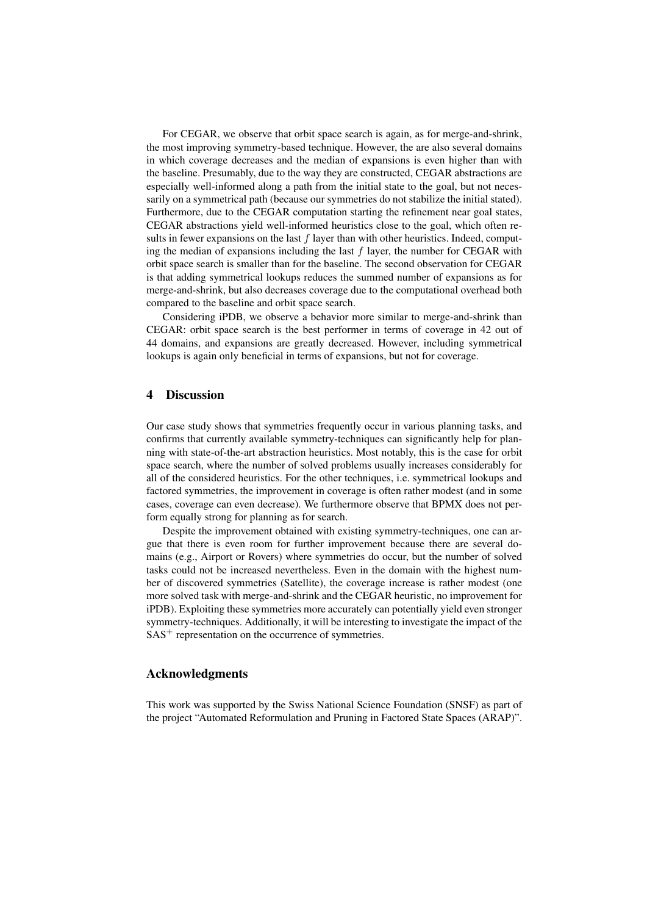For CEGAR, we observe that orbit space search is again, as for merge-and-shrink, the most improving symmetry-based technique. However, the are also several domains in which coverage decreases and the median of expansions is even higher than with the baseline. Presumably, due to the way they are constructed, CEGAR abstractions are especially well-informed along a path from the initial state to the goal, but not necessarily on a symmetrical path (because our symmetries do not stabilize the initial stated). Furthermore, due to the CEGAR computation starting the refinement near goal states, CEGAR abstractions yield well-informed heuristics close to the goal, which often results in fewer expansions on the last $f$ layer than with other heuristics. Indeed, computing the median of expansions including the last $f$ layer, the number for CEGAR with orbit space search is smaller than for the baseline. The second observation for CEGAR is that adding symmetrical lookups reduces the summed number of expansions as for merge-and-shrink, but also decreases coverage due to the computational overhead both compared to the baseline and orbit space search.

Considering iPDB, we observe a behavior more similar to merge-and-shrink than CEGAR: orbit space search is the best performer in terms of coverage in 42 out of 44 domains, and expansions are greatly decreased. However, including symmetrical lookups is again only beneficial in terms of expansions, but not for coverage.

## 4 Discussion

Our case study shows that symmetries frequently occur in various planning tasks, and confirms that currently available symmetry-techniques can significantly help for planning with state-of-the-art abstraction heuristics. Most notably, this is the case for orbit space search, where the number of solved problems usually increases considerably for all of the considered heuristics. For the other techniques, i.e. symmetrical lookups and factored symmetries, the improvement in coverage is often rather modest (and in some cases, coverage can even decrease). We furthermore observe that BPMX does not perform equally strong for planning as for search.

Despite the improvement obtained with existing symmetry-techniques, one can argue that there is even room for further improvement because there are several domains (e.g., Airport or Rovers) where symmetries do occur, but the number of solved tasks could not be increased nevertheless. Even in the domain with the highest number of discovered symmetries (Satellite), the coverage increase is rather modest (one more solved task with merge-and-shrink and the CEGAR heuristic, no improvement for iPDB). Exploiting these symmetries more accurately can potentially yield even stronger symmetry-techniques. Additionally, it will be interesting to investigate the impact of the $SAS^+$ representation on the occurrence of symmetries.

## Acknowledgments

This work was supported by the Swiss National Science Foundation (SNSF) as part of the project "Automated Reformulation and Pruning in Factored State Spaces (ARAP)".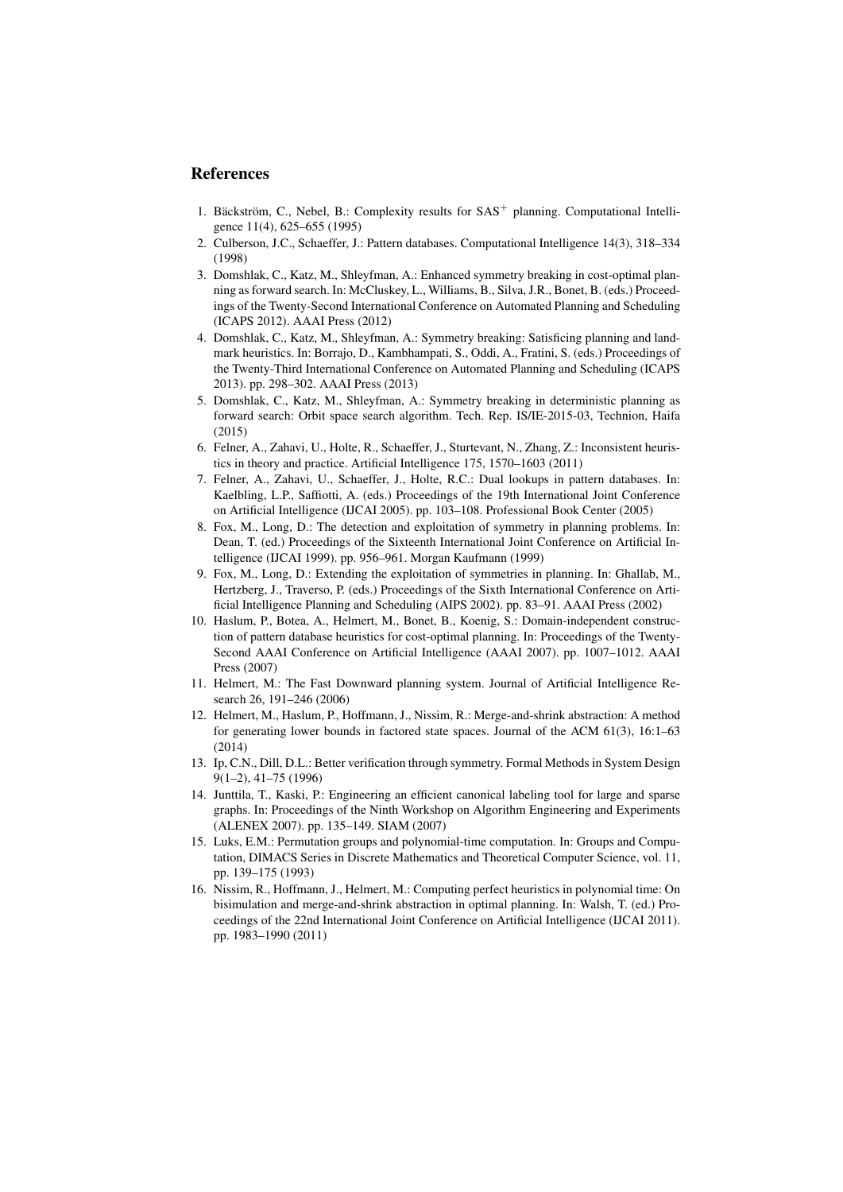## References

1. Bäckström, C., Nebel, B.: Complexity results for SAS$^+$ planning. Computational Intelligence 11(4), 625–655 (1995)
2. Culberson, J.C., Schaeffer, J.: Pattern databases. Computational Intelligence 14(3), 318–334 (1998)
3. Domshlak, C., Katz, M., Shleyfman, A.: Enhanced symmetry breaking in cost-optimal planning as forward search. In: McCluskey, L., Williams, B., Silva, J.R., Bonet, B. (eds.) Proceedings of the Twenty-Second International Conference on Automated Planning and Scheduling (ICAPS 2012). AAAI Press (2012)
4. Domshlak, C., Katz, M., Shleyfman, A.: Symmetry breaking: Satisficing planning and landmark heuristics. In: Borrajo, D., Kambhampati, S., Oddi, A., Fratini, S. (eds.) Proceedings of the Twenty-Third International Conference on Automated Planning and Scheduling (ICAPS 2013). pp. 298–302. AAAI Press (2013)
5. Domshlak, C., Katz, M., Shleyfman, A.: Symmetry breaking in deterministic planning as forward search: Orbit space search algorithm. Tech. Rep. IS/IE-2015-03, Technion, Haifa (2015)
6. Felner, A., Zahavi, U., Holte, R., Schaeffer, J., Sturtevant, N., Zhang, Z.: Inconsistent heuristics in theory and practice. Artificial Intelligence 175, 1570–1603 (2011)
7. Felner, A., Zahavi, U., Schaeffer, J., Holte, R.C.: Dual lookups in pattern databases. In: Kaelbling, L.P., Saffiotti, A. (eds.) Proceedings of the 19th International Joint Conference on Artificial Intelligence (IJCAI 2005). pp. 103–108. Professional Book Center (2005)
8. Fox, M., Long, D.: The detection and exploitation of symmetry in planning problems. In: Dean, T. (ed.) Proceedings of the Sixteenth International Joint Conference on Artificial Intelligence (IJCAI 1999). pp. 956–961. Morgan Kaufmann (1999)
9. Fox, M., Long, D.: Extending the exploitation of symmetries in planning. In: Ghallab, M., Hertzberg, J., Traverso, P. (eds.) Proceedings of the Sixth International Conference on Artificial Intelligence Planning and Scheduling (AIPS 2002). pp. 83–91. AAAI Press (2002)
10. Haslum, P., Botea, A., Helmert, M., Bonet, B., Koenig, S.: Domain-independent construction of pattern database heuristics for cost-optimal planning. In: Proceedings of the Twenty-Second AAAI Conference on Artificial Intelligence (AAAI 2007). pp. 1007–1012. AAAI Press (2007)
11. Helmert, M.: The Fast Downward planning system. Journal of Artificial Intelligence Research 26, 191–246 (2006)
12. Helmert, M., Haslum, P., Hoffmann, J., Nissim, R.: Merge-and-shrink abstraction: A method for generating lower bounds in factored state spaces. Journal of the ACM 61(3), 16:1–63 (2014)
13. Ip, C.N., Dill, D.L.: Better verification through symmetry. Formal Methods in System Design 9(1–2), 41–75 (1996)
14. Junttila, T., Kaski, P.: Engineering an efficient canonical labeling tool for large and sparse graphs. In: Proceedings of the Ninth Workshop on Algorithm Engineering and Experiments (ALENEX 2007). pp. 135–149. SIAM (2007)
15. Luks, E.M.: Permutation groups and polynomial-time computation. In: Groups and Computation, DIMACS Series in Discrete Mathematics and Theoretical Computer Science, vol. 11, pp. 139–175 (1993)
16. Nissim, R., Hoffmann, J., Helmert, M.: Computing perfect heuristics in polynomial time: On bisimulation and merge-and-shrink abstraction in optimal planning. In: Walsh, T. (ed.) Proceedings of the 22nd International Joint Conference on Artificial Intelligence (IJCAI 2011). pp. 1983–1990 (2011)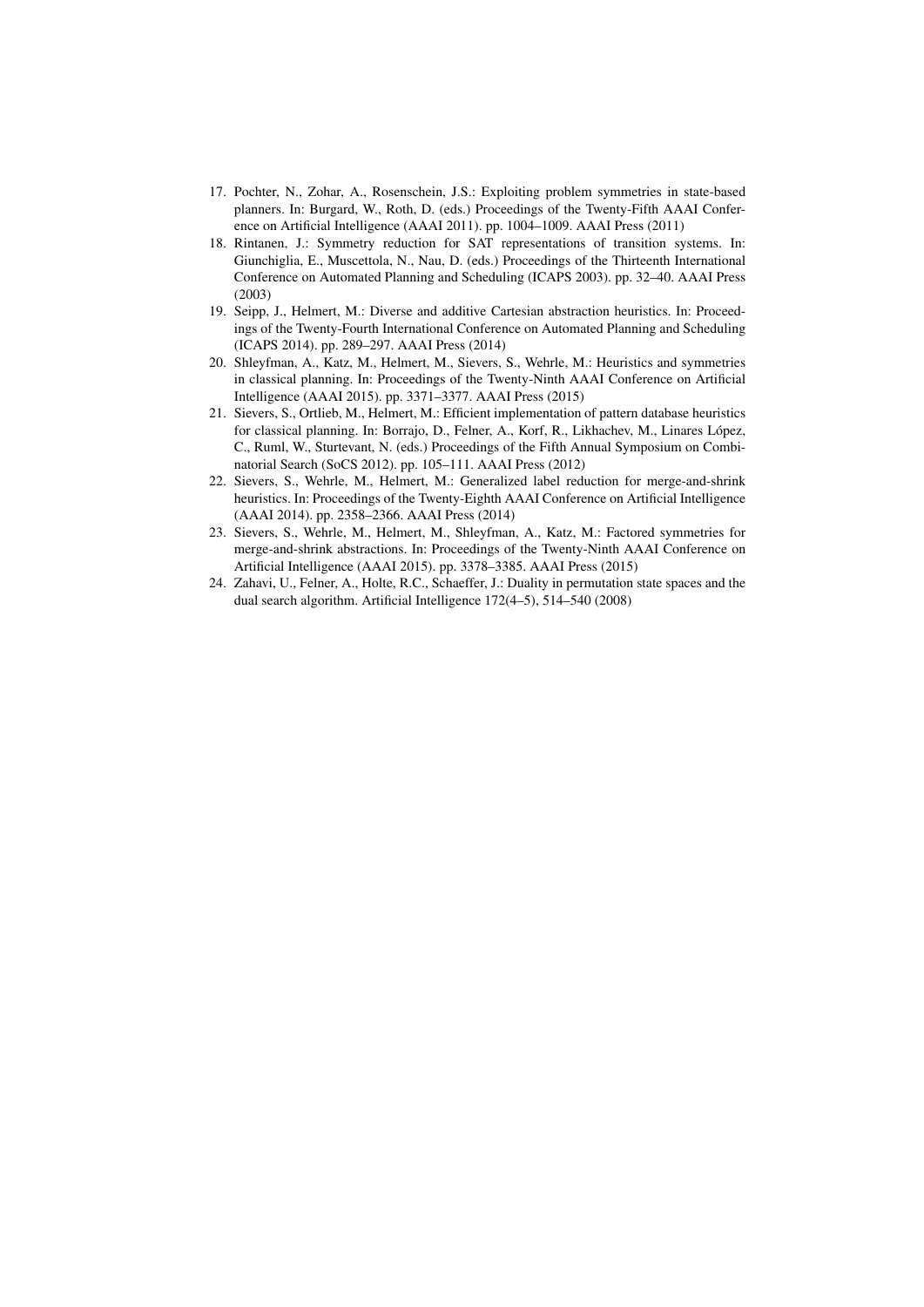17. Pochter, N., Zohar, A., Rosenschein, J.S.: Exploiting problem symmetries in state-based planners. In: Burgard, W., Roth, D. (eds.) Proceedings of the Twenty-Fifth AAAI Conference on Artificial Intelligence (AAAI 2011). pp. 1004–1009. AAAI Press (2011)
18. Rintanen, J.: Symmetry reduction for SAT representations of transition systems. In: Giunchiglia, E., Muscettola, N., Nau, D. (eds.) Proceedings of the Thirteenth International Conference on Automated Planning and Scheduling (ICAPS 2003). pp. 32–40. AAAI Press (2003)
19. Seipp, J., Helmert, M.: Diverse and additive Cartesian abstraction heuristics. In: Proceedings of the Twenty-Fourth International Conference on Automated Planning and Scheduling (ICAPS 2014). pp. 289–297. AAAI Press (2014)
20. Shleyfman, A., Katz, M., Helmert, M., Sievers, S., Wehrle, M.: Heuristics and symmetries in classical planning. In: Proceedings of the Twenty-Ninth AAAI Conference on Artificial Intelligence (AAAI 2015). pp. 3371–3377. AAAI Press (2015)
21. Sievers, S., Ortlieb, M., Helmert, M.: Efficient implementation of pattern database heuristics for classical planning. In: Borrajo, D., Felner, A., Korf, R., Likhachev, M., Linares López, C., Ruml, W., Sturtevant, N. (eds.) Proceedings of the Fifth Annual Symposium on Combinatorial Search (SoCS 2012). pp. 105–111. AAAI Press (2012)
22. Sievers, S., Wehrle, M., Helmert, M.: Generalized label reduction for merge-and-shrink heuristics. In: Proceedings of the Twenty-Eighth AAAI Conference on Artificial Intelligence (AAAI 2014). pp. 2358–2366. AAAI Press (2014)
23. Sievers, S., Wehrle, M., Helmert, M., Shleyfman, A., Katz, M.: Factored symmetries for merge-and-shrink abstractions. In: Proceedings of the Twenty-Ninth AAAI Conference on Artificial Intelligence (AAAI 2015). pp. 3378–3385. AAAI Press (2015)
24. Zahavi, U., Felner, A., Holte, R.C., Schaeffer, J.: Duality in permutation state spaces and the dual search algorithm. Artificial Intelligence 172(4–5), 514–540 (2008)